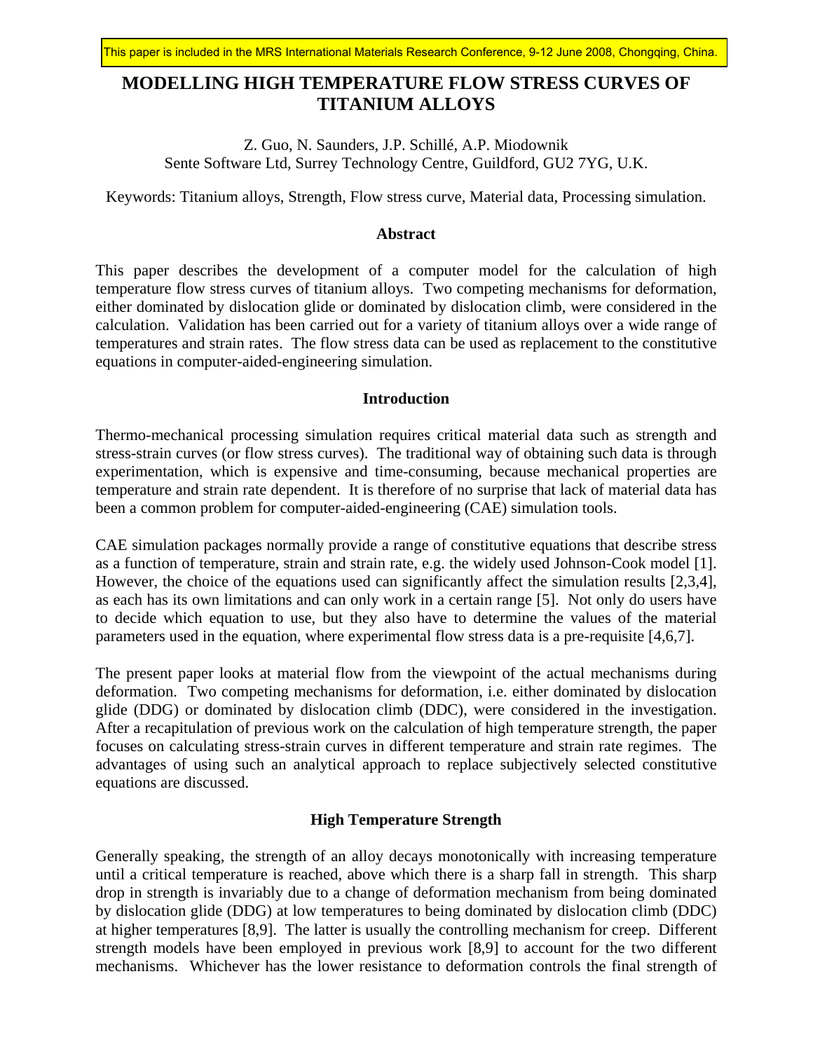This paper is included in the MRS International Materials Research Conference, 9-12 June 2008, Chongqing, China.

# MODELLING HIGH TEMPERATURE FLOW STRESS CURVES OF TITANIUM ALLOYS

Z. Guo, N. Saunders, J.P. Schillé, A.P. Miodownik
Sente Software Ltd, Surrey Technology Centre, Guildford, GU2 7YG, U.K.

Keywords: Titanium alloys, Strength, Flow stress curve, Material data, Processing simulation.

## Abstract

This paper describes the development of a computer model for the calculation of high temperature flow stress curves of titanium alloys. Two competing mechanisms for deformation, either dominated by dislocation glide or dominated by dislocation climb, were considered in the calculation. Validation has been carried out for a variety of titanium alloys over a wide range of temperatures and strain rates. The flow stress data can be used as replacement to the constitutive equations in computer-aided-engineering simulation.

## Introduction

Thermo-mechanical processing simulation requires critical material data such as strength and stress-strain curves (or flow stress curves). The traditional way of obtaining such data is through experimentation, which is expensive and time-consuming, because mechanical properties are temperature and strain rate dependent. It is therefore of no surprise that lack of material data has been a common problem for computer-aided-engineering (CAE) simulation tools.

CAE simulation packages normally provide a range of constitutive equations that describe stress as a function of temperature, strain and strain rate, e.g. the widely used Johnson-Cook model [1]. However, the choice of the equations used can significantly affect the simulation results [2,3,4], as each has its own limitations and can only work in a certain range [5]. Not only do users have to decide which equation to use, but they also have to determine the values of the material parameters used in the equation, where experimental flow stress data is a pre-requisite [4,6,7].

The present paper looks at material flow from the viewpoint of the actual mechanisms during deformation. Two competing mechanisms for deformation, i.e. either dominated by dislocation glide (DDG) or dominated by dislocation climb (DDC), were considered in the investigation. After a recapitulation of previous work on the calculation of high temperature strength, the paper focuses on calculating stress-strain curves in different temperature and strain rate regimes. The advantages of using such an analytical approach to replace subjectively selected constitutive equations are discussed.

## High Temperature Strength

Generally speaking, the strength of an alloy decays monotonically with increasing temperature until a critical temperature is reached, above which there is a sharp fall in strength. This sharp drop in strength is invariably due to a change of deformation mechanism from being dominated by dislocation glide (DDG) at low temperatures to being dominated by dislocation climb (DDC) at higher temperatures [8,9]. The latter is usually the controlling mechanism for creep. Different strength models have been employed in previous work [8,9] to account for the two different mechanisms. Whichever has the lower resistance to deformation controls the final strength of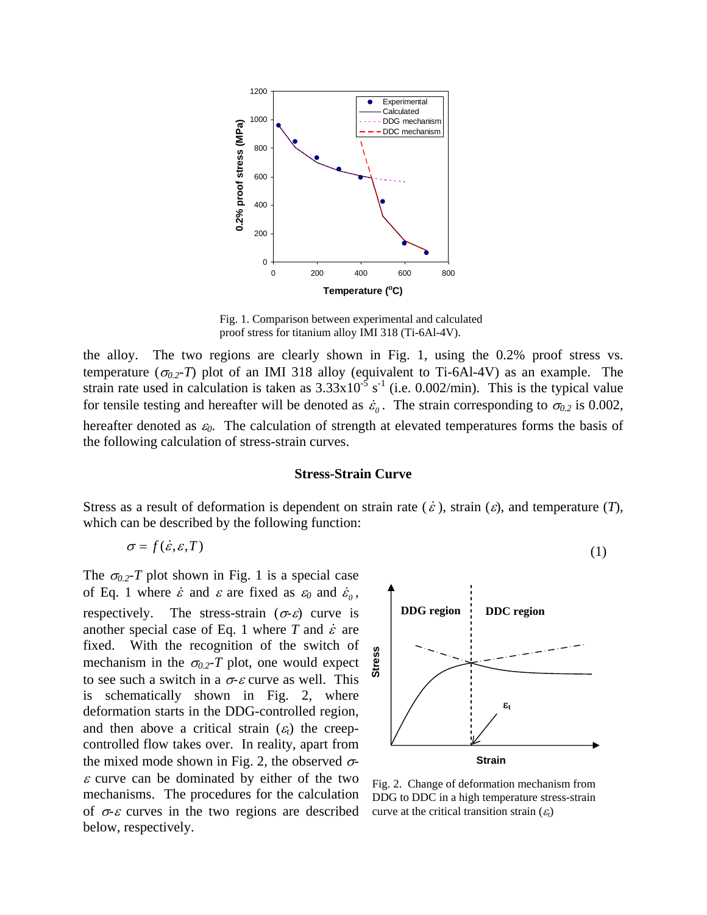Fig. 1. Comparison between experimental and calculated proof stress for titanium alloy IMI 318 (Ti-6Al-4V).

the alloy. The two regions are clearly shown in Fig. 1, using the 0.2% proof stress vs. temperature ($\sigma_{0.2}$-$T$) plot of an IMI 318 alloy (equivalent to Ti-6Al-4V) as an example. The strain rate used in calculation is taken as $3.33 \times 10^{-5}$ s$^{-1}$ (i.e. 0.002/min). This is the typical value for tensile testing and hereafter will be denoted as $\dot{\varepsilon}_0$. The strain corresponding to $\sigma_{0.2}$ is 0.002, hereafter denoted as $\varepsilon_0$. The calculation of strength at elevated temperatures forms the basis of the following calculation of stress-strain curves.

## Stress-Strain Curve

Stress as a result of deformation is dependent on strain rate ($\dot{\varepsilon}$), strain ($\varepsilon$), and temperature ($T$), which can be described by the following function:

$$\sigma = f(\dot{\varepsilon}, \varepsilon, T) \tag{1}$$

The $\sigma_{0.2}$-$T$ plot shown in Fig. 1 is a special case of Eq. 1 where $\dot{\varepsilon}$ and $\varepsilon$ are fixed as $\varepsilon_0$ and $\dot{\varepsilon}_0$, respectively. The stress-strain ($\sigma$-$\varepsilon$) curve is another special case of Eq. 1 where $T$ and $\dot{\varepsilon}$ are fixed. With the recognition of the switch of mechanism in the $\sigma_{0.2}$-$T$ plot, one would expect to see such a switch in a $\sigma$-$\varepsilon$ curve as well. This is schematically shown in Fig. 2, where deformation starts in the DDG-controlled region, and then above a critical strain ($\varepsilon_t$) the creep-controlled flow takes over. In reality, apart from the mixed mode shown in Fig. 2, the observed $\sigma$-$\varepsilon$ curve can be dominated by either of the two mechanisms. The procedures for the calculation of $\sigma$-$\varepsilon$ curves in the two regions are described below, respectively.

Fig. 2. Change of deformation mechanism from DDG to DDC in a high temperature stress-strain curve at the critical transition strain ($\varepsilon_t$)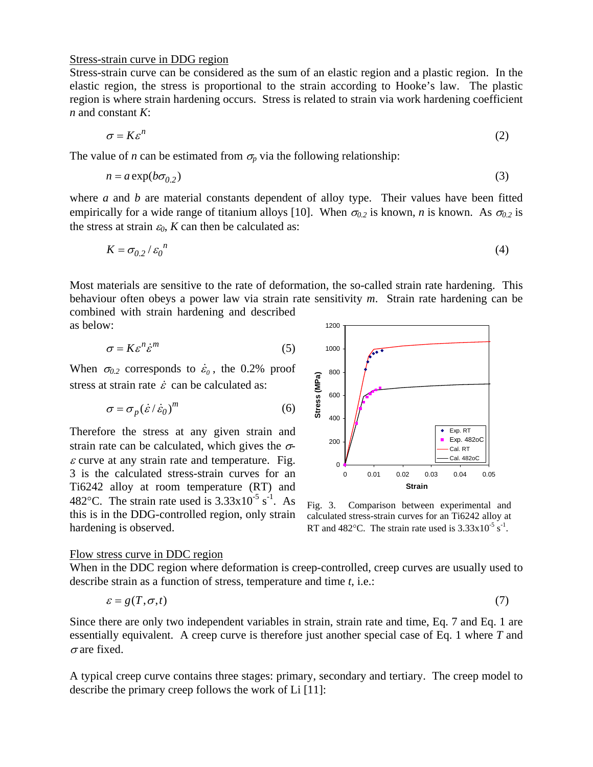Stress-strain curve in DDG region

Stress-strain curve can be considered as the sum of an elastic region and a plastic region. In the elastic region, the stress is proportional to the strain according to Hooke's law. The plastic region is where strain hardening occurs. Stress is related to strain via work hardening coefficient $n$ and constant $K$:

$$\sigma = K\varepsilon^n \tag{2}$$

The value of $n$ can be estimated from $\sigma_p$ via the following relationship:

$$n = a\exp(b\sigma_{0.2}) \tag{3}$$

where $a$ and $b$ are material constants dependent of alloy type. Their values have been fitted empirically for a wide range of titanium alloys [10]. When $\sigma_{0.2}$ is known, $n$ is known. As $\sigma_{0.2}$ is the stress at strain $\varepsilon_0$, $K$ can then be calculated as:

$$K = \sigma_{0.2} / \varepsilon_0{}^n \tag{4}$$

Most materials are sensitive to the rate of deformation, the so-called strain rate hardening. This behaviour often obeys a power law via strain rate sensitivity $m$. Strain rate hardening can be combined with strain hardening and described as below:

$$\sigma = K\varepsilon^n\dot{\varepsilon}^m \tag{5}$$

When $\sigma_{0.2}$ corresponds to $\dot{\varepsilon}_0$, the 0.2% proof stress at strain rate $\dot{\varepsilon}$ can be calculated as:

$$\sigma = \sigma_p(\dot{\varepsilon}/\dot{\varepsilon}_0)^m \tag{6}$$

Therefore the stress at any given strain and strain rate can be calculated, which gives the $\sigma$-$\varepsilon$ curve at any strain rate and temperature. Fig. 3 is the calculated stress-strain curves for an Ti6242 alloy at room temperature (RT) and 482°C. The strain rate used is $3.33\text{x}10^{-5}$ $\text{s}^{-1}$. As this is in the DDG-controlled region, only strain hardening is observed.

Fig. 3. Comparison between experimental and calculated stress-strain curves for an Ti6242 alloy at RT and 482°C. The strain rate used is $3.33\text{x}10^{-5}$ $\text{s}^{-1}$.

Flow stress curve in DDC region

When in the DDC region where deformation is creep-controlled, creep curves are usually used to describe strain as a function of stress, temperature and time $t$, i.e.:

$$\varepsilon = g(T, \sigma, t) \tag{7}$$

Since there are only two independent variables in strain, strain rate and time, Eq. 7 and Eq. 1 are essentially equivalent. A creep curve is therefore just another special case of Eq. 1 where $T$ and $\sigma$ are fixed.

A typical creep curve contains three stages: primary, secondary and tertiary. The creep model to describe the primary creep follows the work of Li [11]: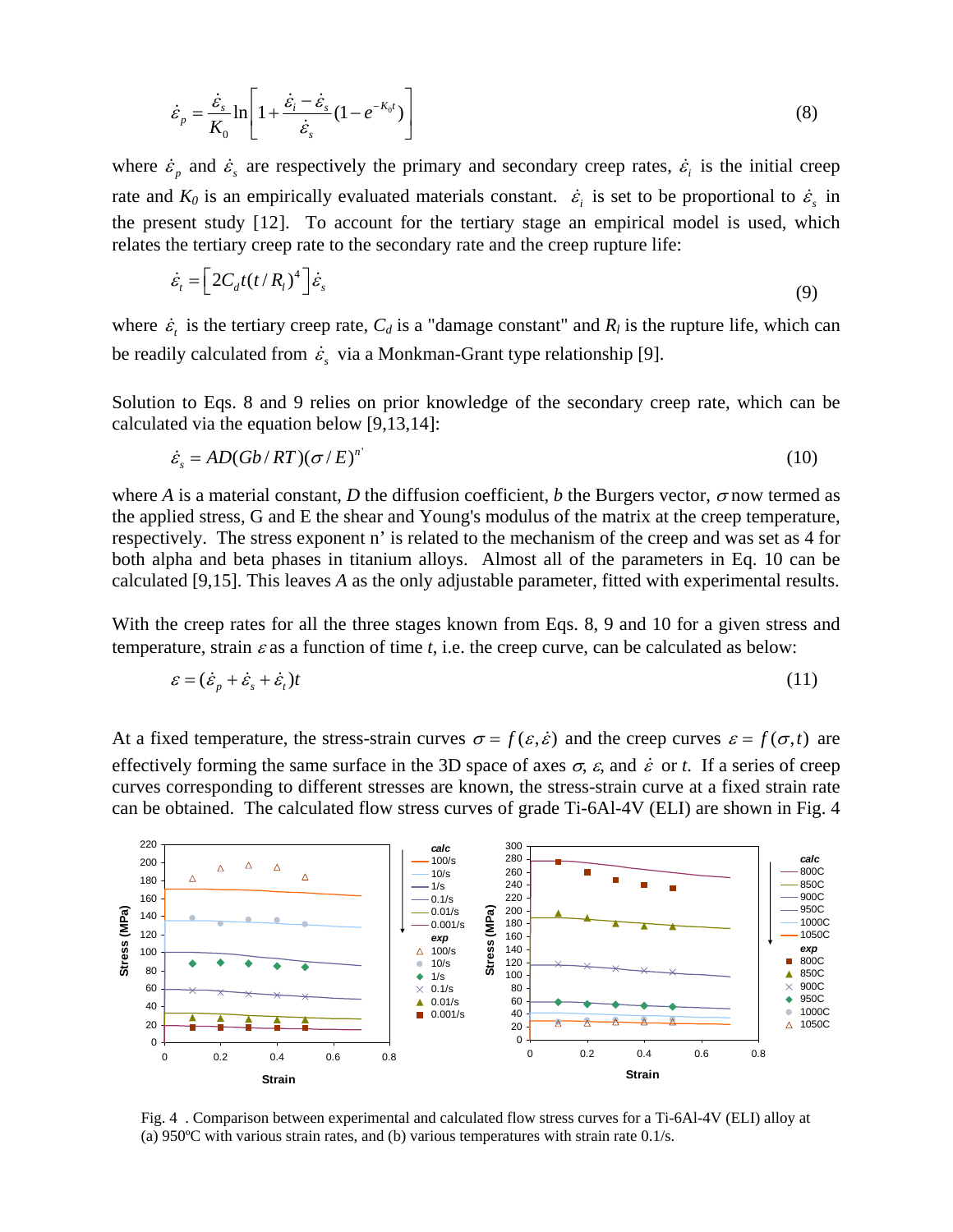$$\dot{\varepsilon}_p = \frac{\dot{\varepsilon}_s}{K_0} \ln\left[1 + \frac{\dot{\varepsilon}_i - \dot{\varepsilon}_s}{\dot{\varepsilon}_s}(1 - e^{-K_0 t})\right] \tag{8}$$

where $\dot{\varepsilon}_p$ and $\dot{\varepsilon}_s$ are respectively the primary and secondary creep rates, $\dot{\varepsilon}_i$ is the initial creep rate and $K_0$ is an empirically evaluated materials constant. $\dot{\varepsilon}_i$ is set to be proportional to $\dot{\varepsilon}_s$ in the present study [12]. To account for the tertiary stage an empirical model is used, which relates the tertiary creep rate to the secondary rate and the creep rupture life:

$$\dot{\varepsilon}_t = \left[2C_d t(t/R_l)^4\right]\dot{\varepsilon}_s \tag{9}$$

where $\dot{\varepsilon}_t$ is the tertiary creep rate, $C_d$ is a "damage constant" and $R_l$ is the rupture life, which can be readily calculated from $\dot{\varepsilon}_s$ via a Monkman-Grant type relationship [9].

Solution to Eqs. 8 and 9 relies on prior knowledge of the secondary creep rate, which can be calculated via the equation below [9,13,14]:

$$\dot{\varepsilon}_s = AD(Gb/RT)(\sigma/E)^{n'} \tag{10}$$

where $A$ is a material constant, $D$ the diffusion coefficient, $b$ the Burgers vector, $\sigma$ now termed as the applied stress, G and E the shear and Young's modulus of the matrix at the creep temperature, respectively. The stress exponent n' is related to the mechanism of the creep and was set as 4 for both alpha and beta phases in titanium alloys. Almost all of the parameters in Eq. 10 can be calculated [9,15]. This leaves $A$ as the only adjustable parameter, fitted with experimental results.

With the creep rates for all the three stages known from Eqs. 8, 9 and 10 for a given stress and temperature, strain $\varepsilon$ as a function of time $t$, i.e. the creep curve, can be calculated as below:

$$\varepsilon = (\dot{\varepsilon}_p + \dot{\varepsilon}_s + \dot{\varepsilon}_t)t \tag{11}$$

At a fixed temperature, the stress-strain curves $\sigma = f(\varepsilon, \dot{\varepsilon})$ and the creep curves $\varepsilon = f(\sigma, t)$ are effectively forming the same surface in the 3D space of axes $\sigma$, $\varepsilon$, and $\dot{\varepsilon}$ or $t$. If a series of creep curves corresponding to different stresses are known, the stress-strain curve at a fixed strain rate can be obtained. The calculated flow stress curves of grade Ti-6Al-4V (ELI) are shown in Fig. 4

Fig. 4 . Comparison between experimental and calculated flow stress curves for a Ti-6Al-4V (ELI) alloy at (a) 950ºC with various strain rates, and (b) various temperatures with strain rate 0.1/s.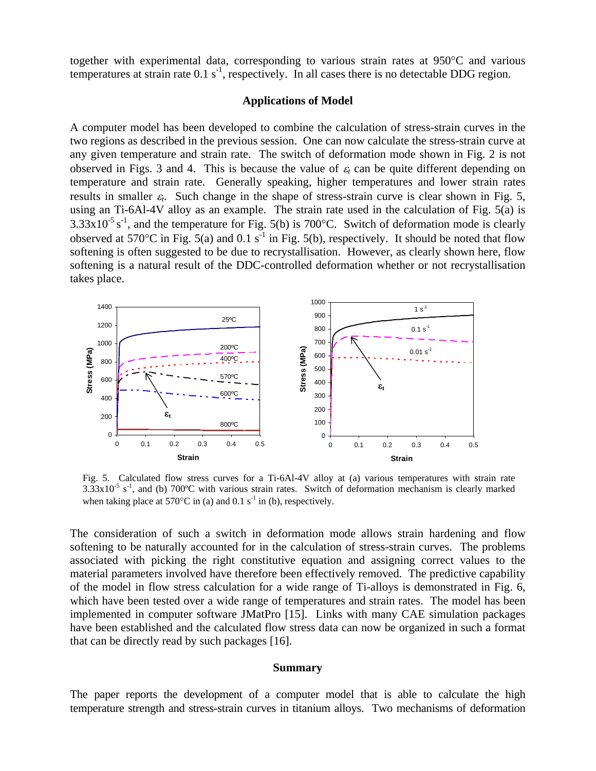together with experimental data, corresponding to various strain rates at 950°C and various temperatures at strain rate 0.1 $s^{-1}$, respectively. In all cases there is no detectable DDG region.

## Applications of Model

A computer model has been developed to combine the calculation of stress-strain curves in the two regions as described in the previous session. One can now calculate the stress-strain curve at any given temperature and strain rate. The switch of deformation mode shown in Fig. 2 is not observed in Figs. 3 and 4. This is because the value of $\varepsilon_t$ can be quite different depending on temperature and strain rate. Generally speaking, higher temperatures and lower strain rates results in smaller $\varepsilon_t$. Such change in the shape of stress-strain curve is clear shown in Fig. 5, using an Ti-6Al-4V alloy as an example. The strain rate used in the calculation of Fig. 5(a) is $3.33\times10^{-5}$ $s^{-1}$, and the temperature for Fig. 5(b) is 700°C. Switch of deformation mode is clearly observed at 570°C in Fig. 5(a) and 0.1 $s^{-1}$ in Fig. 5(b), respectively. It should be noted that flow softening is often suggested to be due to recrystallisation. However, as clearly shown here, flow softening is a natural result of the DDC-controlled deformation whether or not recrystallisation takes place.

Fig. 5. Calculated flow stress curves for a Ti-6Al-4V alloy at (a) various temperatures with strain rate $3.33\times10^{-5}$ $s^{-1}$, and (b) 700ºC with various strain rates. Switch of deformation mechanism is clearly marked when taking place at 570°C in (a) and 0.1 $s^{-1}$ in (b), respectively.

The consideration of such a switch in deformation mode allows strain hardening and flow softening to be naturally accounted for in the calculation of stress-strain curves. The problems associated with picking the right constitutive equation and assigning correct values to the material parameters involved have therefore been effectively removed. The predictive capability of the model in flow stress calculation for a wide range of Ti-alloys is demonstrated in Fig. 6, which have been tested over a wide range of temperatures and strain rates. The model has been implemented in computer software JMatPro [15]. Links with many CAE simulation packages have been established and the calculated flow stress data can now be organized in such a format that can be directly read by such packages [16].

## Summary

The paper reports the development of a computer model that is able to calculate the high temperature strength and stress-strain curves in titanium alloys. Two mechanisms of deformation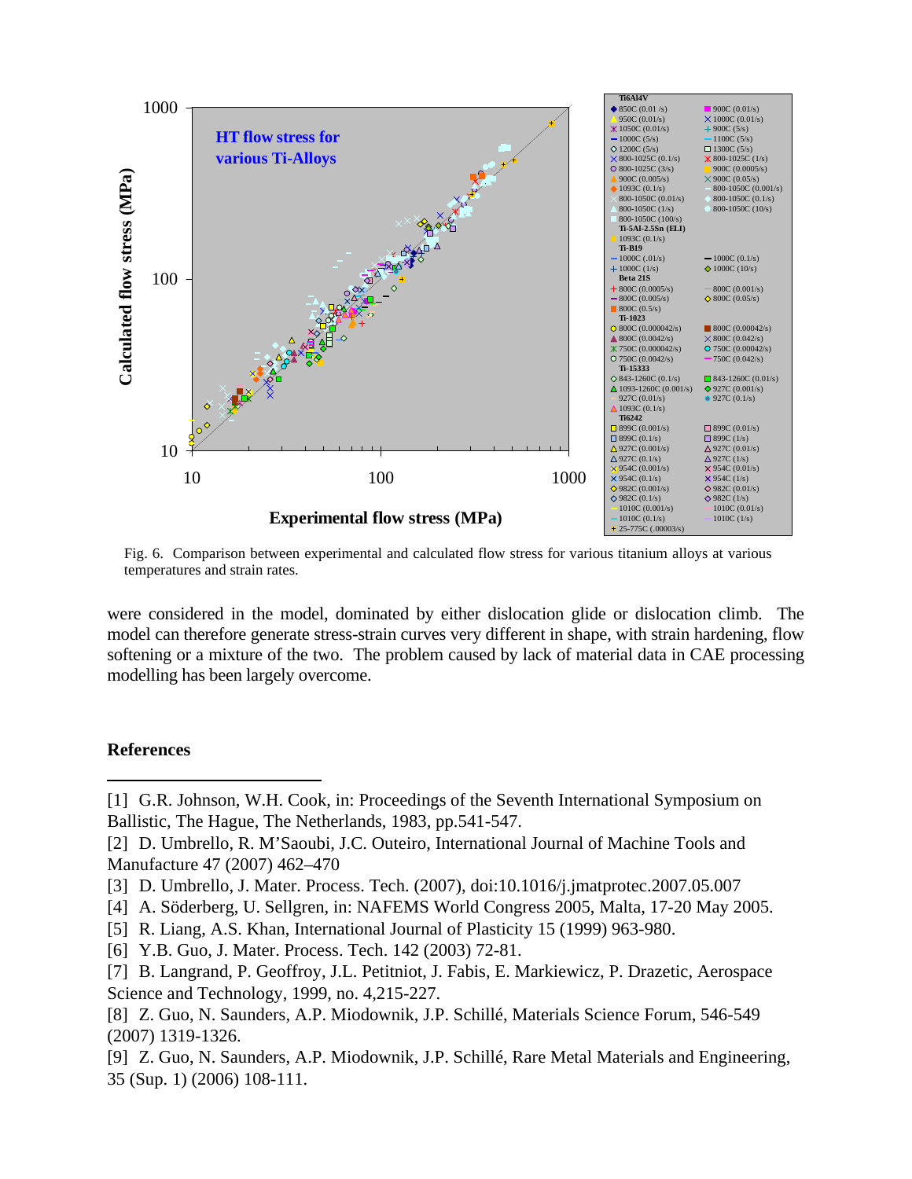Fig. 6. Comparison between experimental and calculated flow stress for various titanium alloys at various temperatures and strain rates.

were considered in the model, dominated by either dislocation glide or dislocation climb. The model can therefore generate stress-strain curves very different in shape, with strain hardening, flow softening or a mixture of the two. The problem caused by lack of material data in CAE processing modelling has been largely overcome.

## References

[1] G.R. Johnson, W.H. Cook, in: Proceedings of the Seventh International Symposium on Ballistic, The Hague, The Netherlands, 1983, pp.541-547.

[2] D. Umbrello, R. M'Saoubi, J.C. Outeiro, International Journal of Machine Tools and Manufacture 47 (2007) 462–470

[3] D. Umbrello, J. Mater. Process. Tech. (2007), doi:10.1016/j.jmatprotec.2007.05.007

[4] A. Söderberg, U. Sellgren, in: NAFEMS World Congress 2005, Malta, 17-20 May 2005.

[5] R. Liang, A.S. Khan, International Journal of Plasticity 15 (1999) 963-980.

[6] Y.B. Guo, J. Mater. Process. Tech. 142 (2003) 72-81.

[7] B. Langrand, P. Geoffroy, J.L. Petitniot, J. Fabis, E. Markiewicz, P. Drazetic, Aerospace Science and Technology, 1999, no. 4,215-227.

[8] Z. Guo, N. Saunders, A.P. Miodownik, J.P. Schillé, Materials Science Forum, 546-549 (2007) 1319-1326.

[9] Z. Guo, N. Saunders, A.P. Miodownik, J.P. Schillé, Rare Metal Materials and Engineering, 35 (Sup. 1) (2006) 108-111.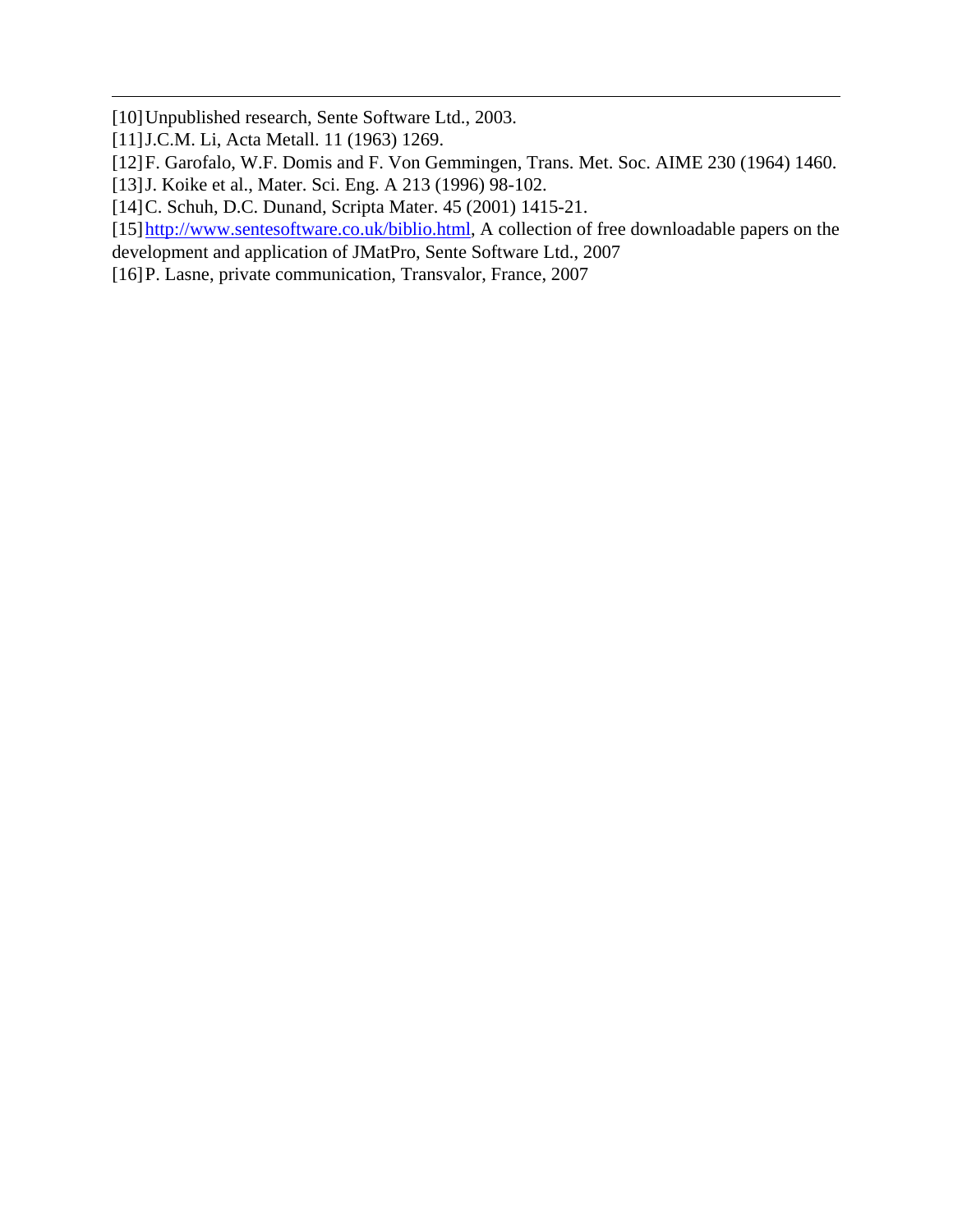[10] Unpublished research, Sente Software Ltd., 2003.
[11] J.C.M. Li, Acta Metall. 11 (1963) 1269.
[12] F. Garofalo, W.F. Domis and F. Von Gemmingen, Trans. Met. Soc. AIME 230 (1964) 1460.
[13] J. Koike et al., Mater. Sci. Eng. A 213 (1996) 98-102.
[14] C. Schuh, D.C. Dunand, Scripta Mater. 45 (2001) 1415-21.
[15] http://www.sentesoftware.co.uk/biblio.html, A collection of free downloadable papers on the development and application of JMatPro, Sente Software Ltd., 2007
[16] P. Lasne, private communication, Transvalor, France, 2007